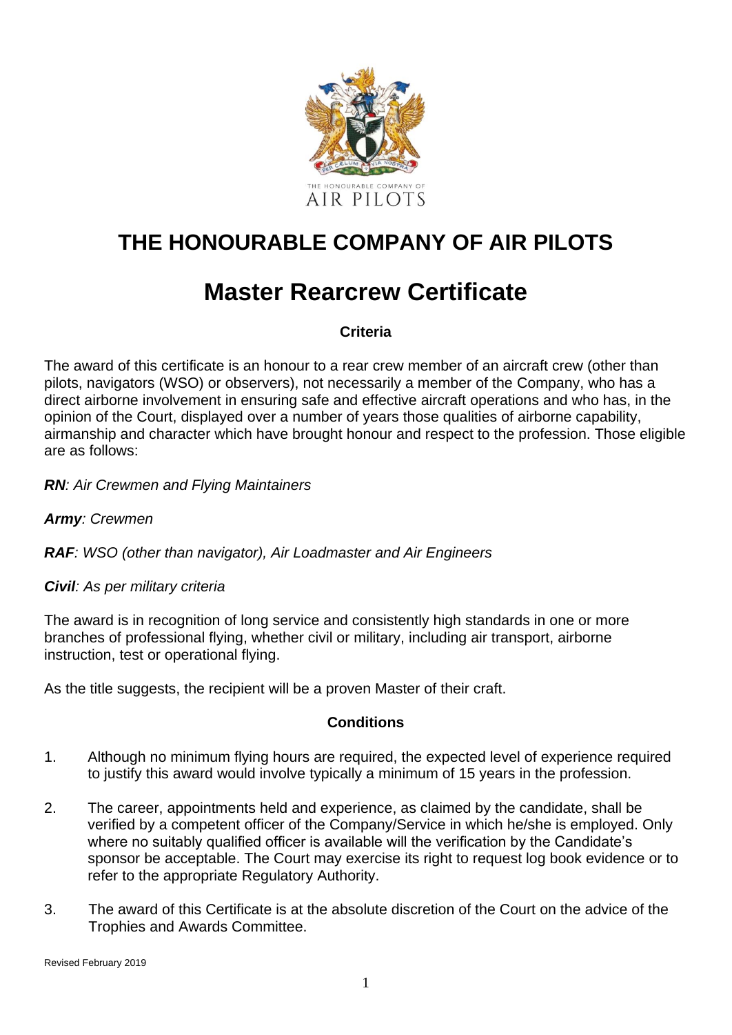# THE HONOURABLE COMPANY OF AIR PILOTS

# Master Rearcrew Certificate

### Criteria

The award of this certificate is an honour to a rear crew member of an aircraft crew (other than pilots, navigators (WSO) or observers), not necessarily a member of the Company, who has a direct airborne involvement in ensuring safe and effective aircraft operations and who has, in the opinion of the Court, displayed over a number of years those qualities of airborne capability, airmanship and character which have brought honour and respect to the profession. Those eligible are as follows:

***RN****: Air Crewmen and Flying Maintainers*

***Army****: Crewmen*

***RAF****: WSO (other than navigator), Air Loadmaster and Air Engineers*

***Civil****: As per military criteria*

The award is in recognition of long service and consistently high standards in one or more branches of professional flying, whether civil or military, including air transport, airborne instruction, test or operational flying.

As the title suggests, the recipient will be a proven Master of their craft.

### Conditions

1. Although no minimum flying hours are required, the expected level of experience required to justify this award would involve typically a minimum of 15 years in the profession.

2. The career, appointments held and experience, as claimed by the candidate, shall be verified by a competent officer of the Company/Service in which he/she is employed. Only where no suitably qualified officer is available will the verification by the Candidate's sponsor be acceptable. The Court may exercise its right to request log book evidence or to refer to the appropriate Regulatory Authority.

3. The award of this Certificate is at the absolute discretion of the Court on the advice of the Trophies and Awards Committee.

Revised February 2019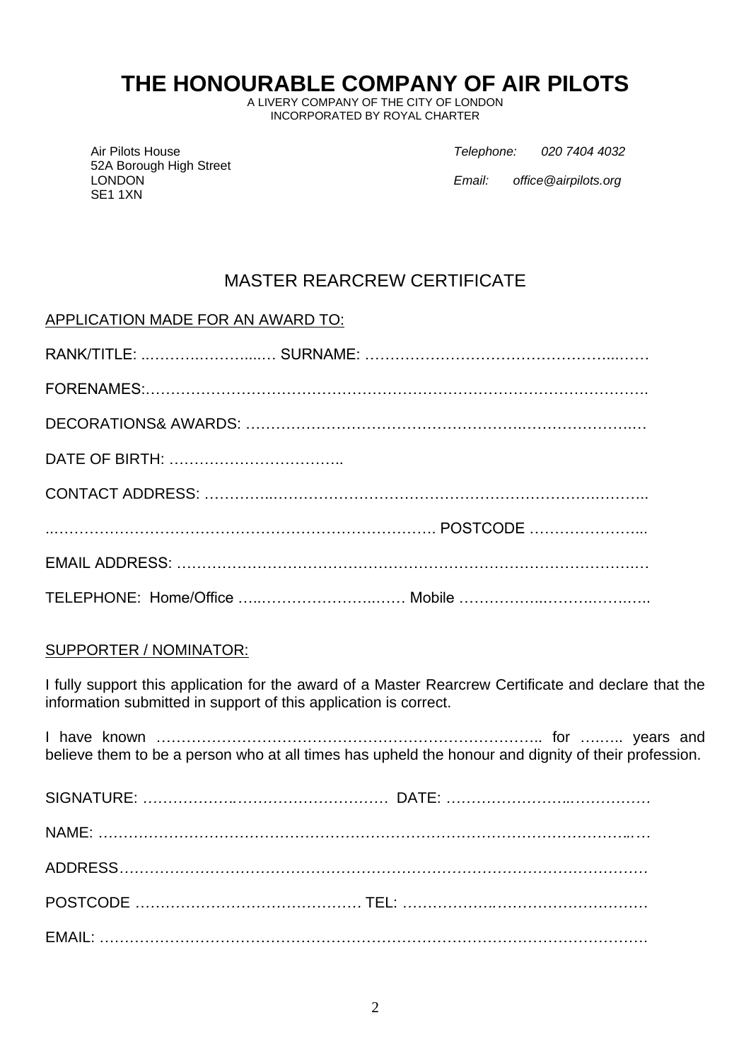# THE HONOURABLE COMPANY OF AIR PILOTS

A LIVERY COMPANY OF THE CITY OF LONDON
INCORPORATED BY ROYAL CHARTER

Air Pilots House
52A Borough High Street
LONDON
SE1 1XN

*Telephone:* *020 7404 4032*

*Email:* *office@airpilots.org*

## MASTER REARCREW CERTIFICATE

APPLICATION MADE FOR AN AWARD TO:

RANK/TITLE: ..……….………...… SURNAME: ……………………………….………...……

FORENAMES:……….…………………………………….…….……………………………….

DECORATIONS& AWARDS: ………………………………………….…….………………….…

DATE OF BIRTH: ……………………………..

CONTACT ADDRESS: …………..……………………………………………………….………..

..………………………………………………………………. POSTCODE …………………...

EMAIL ADDRESS: ………………………………………………………………………………..…

TELEPHONE: Home/Office …..………………….…… Mobile ……………..…….…….…..

SUPPORTER / NOMINATOR:

I fully support this application for the award of a Master Rearcrew Certificate and declare that the information submitted in support of this application is correct.

I have known ……………………………………………………………….. for …….. years and believe them to be a person who at all times has upheld the honour and dignity of their profession.

SIGNATURE: ……………….……………………….…… DATE: …………………...…………….

NAME: ……………………………………………………………………………………………..…

ADDRESS……………….…………………………………………….……………………………

POSTCODE ……………………………………… TEL: ……………….…………………………

EMAIL: ………………………………………………………………………………………………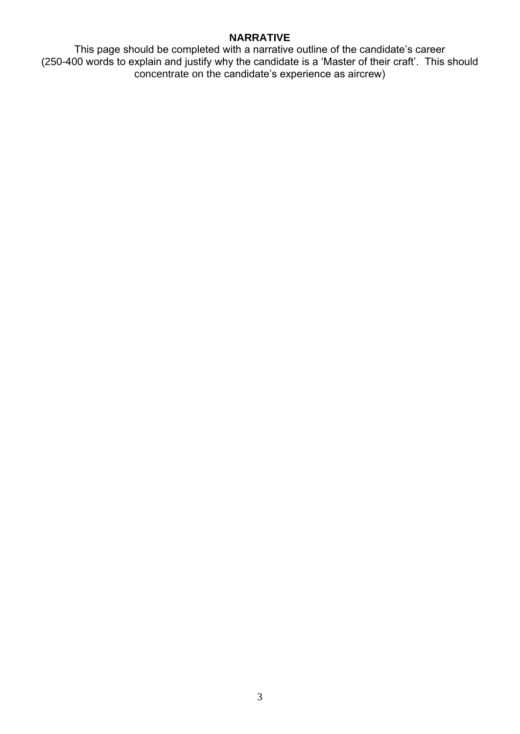**NARRATIVE**

This page should be completed with a narrative outline of the candidate's career (250-400 words to explain and justify why the candidate is a 'Master of their craft'. This should concentrate on the candidate's experience as aircrew)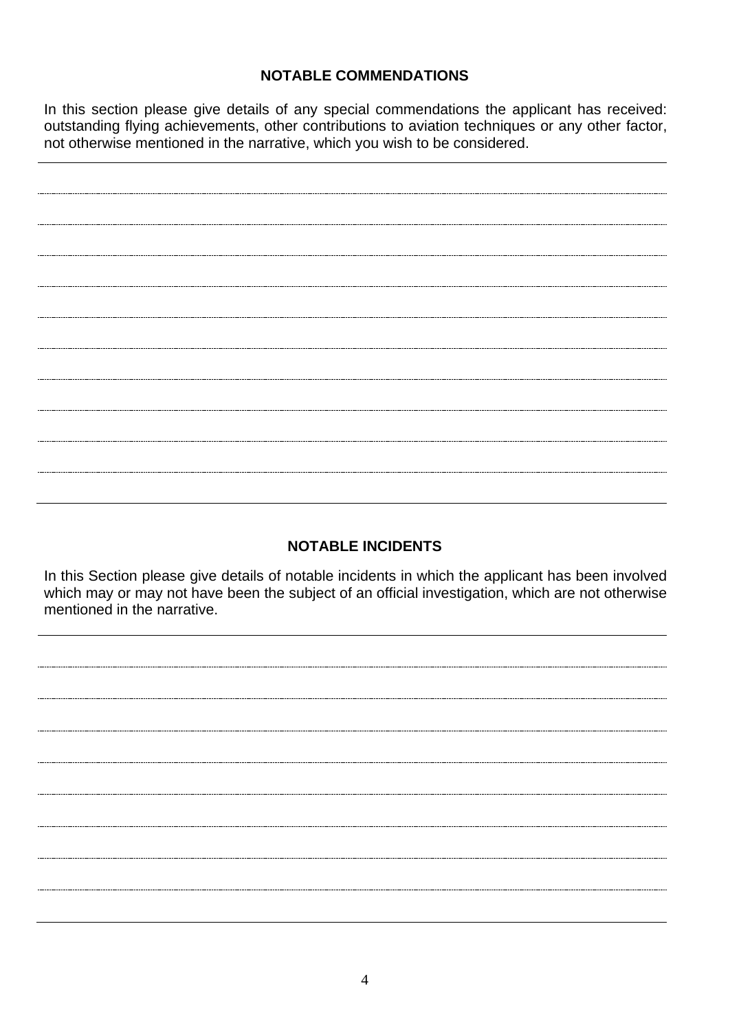## NOTABLE COMMENDATIONS

In this section please give details of any special commendations the applicant has received: outstanding flying achievements, other contributions to aviation techniques or any other factor, not otherwise mentioned in the narrative, which you wish to be considered.

## NOTABLE INCIDENTS

In this Section please give details of notable incidents in which the applicant has been involved which may or may not have been the subject of an official investigation, which are not otherwise mentioned in the narrative.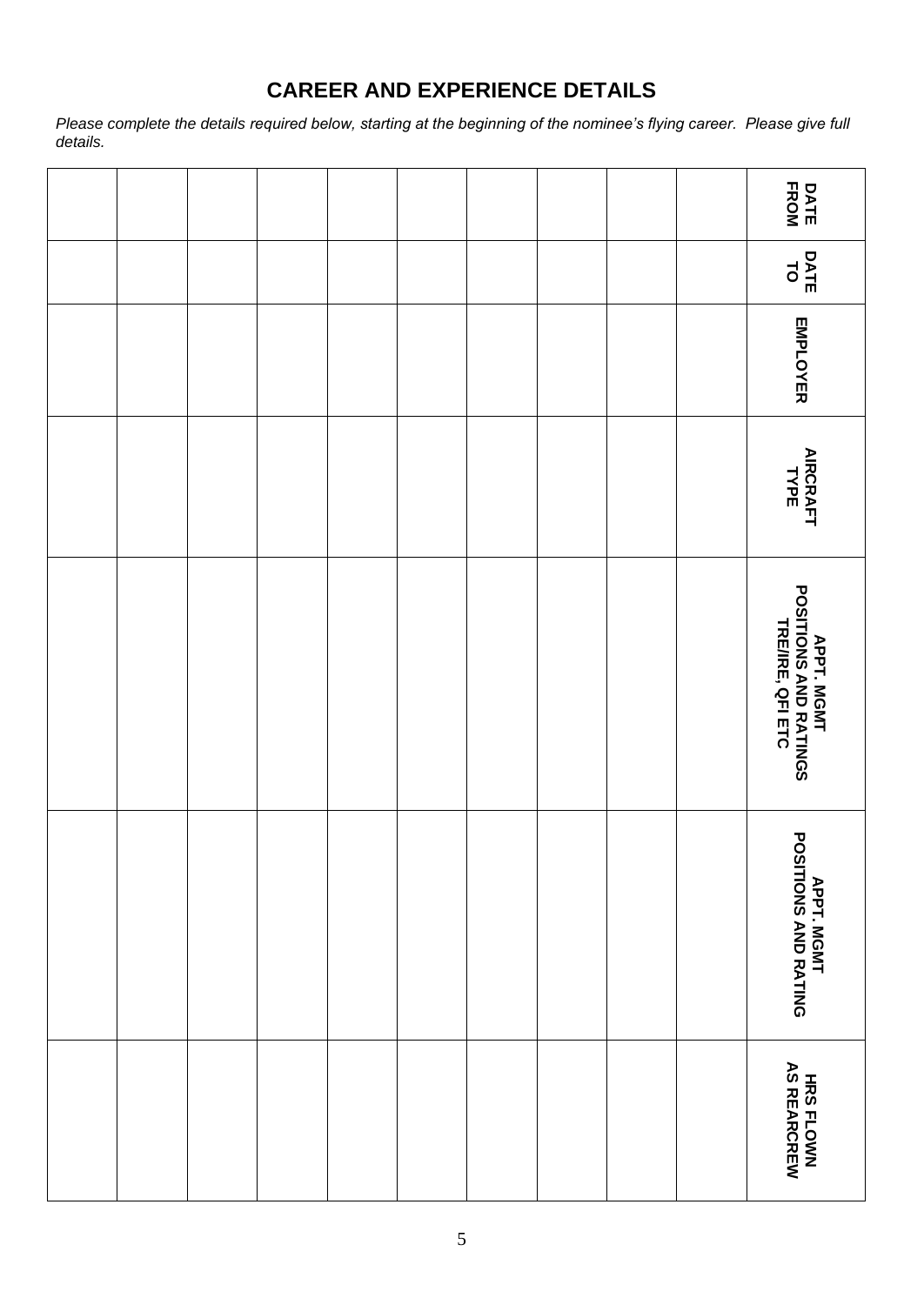## CAREER AND EXPERIENCE DETAILS

*Please complete the details required below, starting at the beginning of the nominee's flying career. Please give full details.*

| DATE FROM | DATE TO | EMPLOYER | AIRCRAFT TYPE | APPT. MGMT POSITIONS AND RATINGS TRE/IRE, QFI ETC | APPT. MGMT POSITIONS AND RATING | HRS FLOWN AS REARCREW |
|---|---|---|---|---|---|---|
| | | | | | | |
| | | | | | | |
| | | | | | | |
| | | | | | | |
| | | | | | | |
| | | | | | | |
| | | | | | | |
| | | | | | | |
| | | | | | | |
| | | | | | | |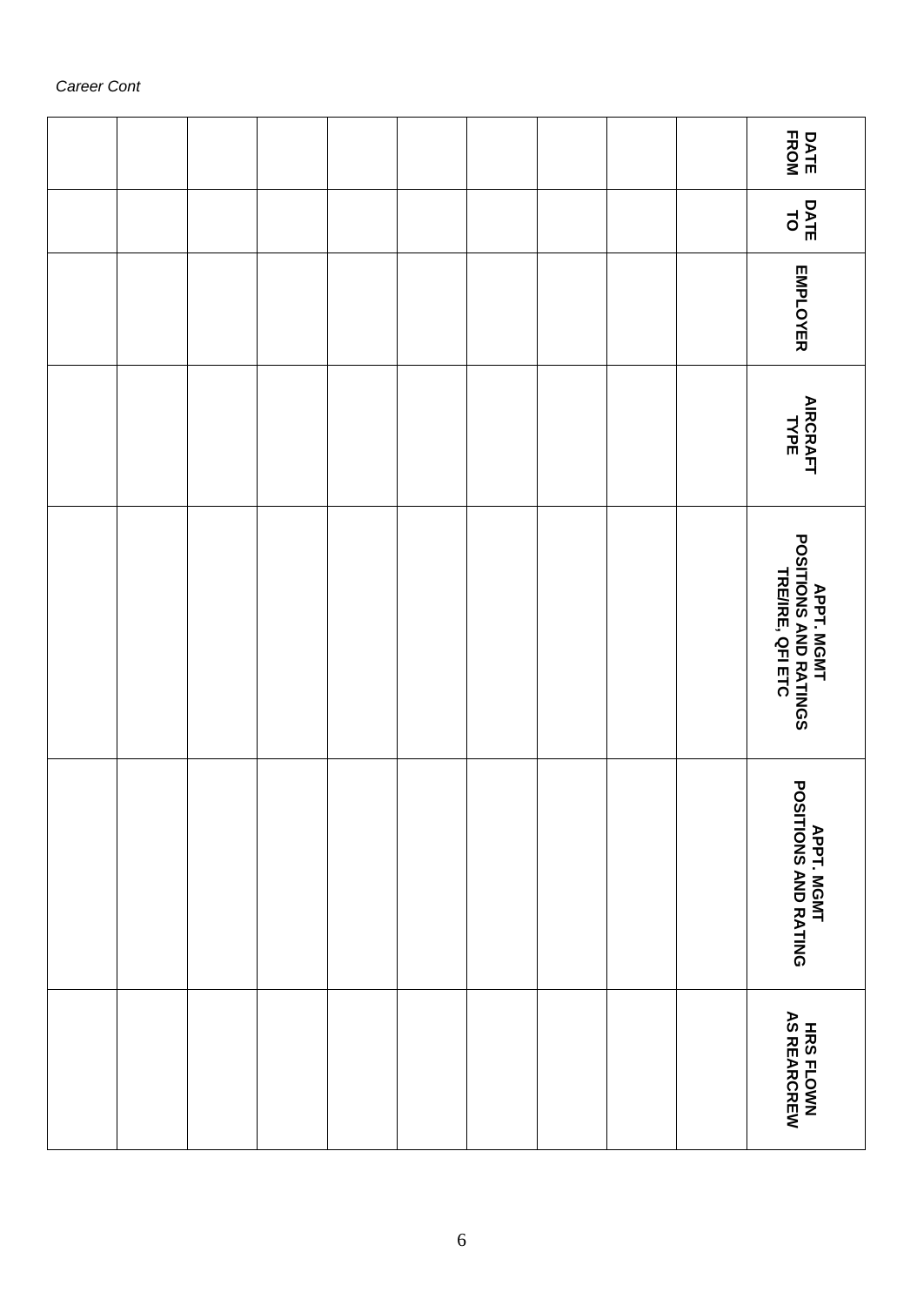*Career Cont*

| DATE FROM | DATE TO | EMPLOYER | AIRCRAFT TYPE | APPT. MGMT POSITIONS AND RATINGS TRE/IRE, QFI ETC | APPT. MGMT POSITIONS AND RATING | HRS FLOWN AS REARCREW |
|---|---|---|---|---|---|---|
| | | | | | | |
| | | | | | | |
| | | | | | | |
| | | | | | | |
| | | | | | | |
| | | | | | | |
| | | | | | | |
| | | | | | | |
| | | | | | | |
| | | | | | | |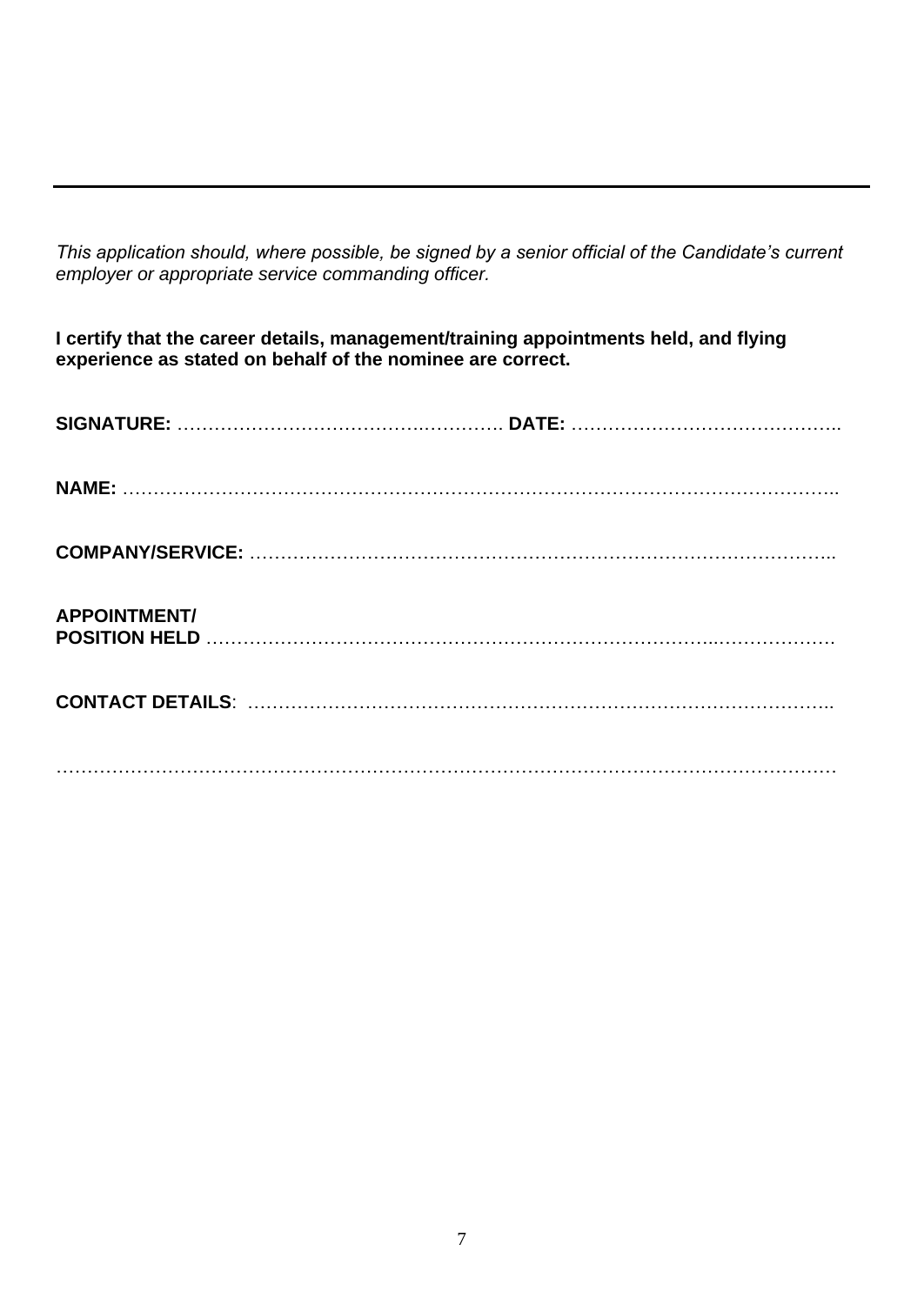---

*This application should, where possible, be signed by a senior official of the Candidate's current employer or appropriate service commanding officer.*

**I certify that the career details, management/training appointments held, and flying experience as stated on behalf of the nominee are correct.**

**SIGNATURE:** ……………………………….…………. **DATE:** …………………………….……..

**NAME:** …………………………………………………………………………………………..

**COMPANY/SERVICE:** ………………………………………………………………………..

**APPOINTMENT/**
**POSITION HELD** ……………………………………………………………..………………

**CONTACT DETAILS**: ……………………………………………………………………………..

……………………………………………………………………………………………………